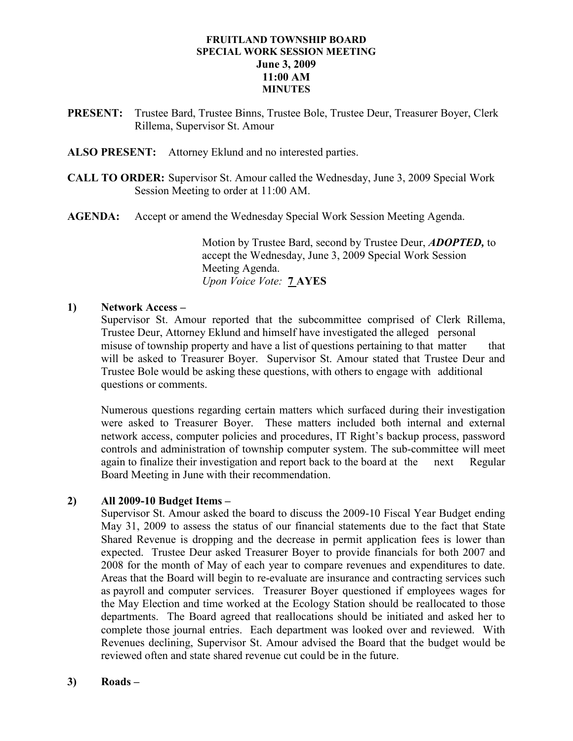**FRUITLAND TOWNSHIP BOARD**
**SPECIAL WORK SESSION MEETING**
**June 3, 2009**
**11:00 AM**
**MINUTES**

**PRESENT:** Trustee Bard, Trustee Binns, Trustee Bole, Trustee Deur, Treasurer Boyer, Clerk Rillema, Supervisor St. Amour

**ALSO PRESENT:** Attorney Eklund and no interested parties.

**CALL TO ORDER:** Supervisor St. Amour called the Wednesday, June 3, 2009 Special Work Session Meeting to order at 11:00 AM.

**AGENDA:** Accept or amend the Wednesday Special Work Session Meeting Agenda.

Motion by Trustee Bard, second by Trustee Deur, ***ADOPTED,*** to accept the Wednesday, June 3, 2009 Special Work Session Meeting Agenda.
*Upon Voice Vote:* **7 AYES**

**1) Network Access –**
Supervisor St. Amour reported that the subcommittee comprised of Clerk Rillema, Trustee Deur, Attorney Eklund and himself have investigated the alleged personal misuse of township property and have a list of questions pertaining to that matter that will be asked to Treasurer Boyer. Supervisor St. Amour stated that Trustee Deur and Trustee Bole would be asking these questions, with others to engage with additional questions or comments.

Numerous questions regarding certain matters which surfaced during their investigation were asked to Treasurer Boyer. These matters included both internal and external network access, computer policies and procedures, IT Right's backup process, password controls and administration of township computer system. The sub-committee will meet again to finalize their investigation and report back to the board at the next Regular Board Meeting in June with their recommendation.

**2) All 2009-10 Budget Items –**
Supervisor St. Amour asked the board to discuss the 2009-10 Fiscal Year Budget ending May 31, 2009 to assess the status of our financial statements due to the fact that State Shared Revenue is dropping and the decrease in permit application fees is lower than expected. Trustee Deur asked Treasurer Boyer to provide financials for both 2007 and 2008 for the month of May of each year to compare revenues and expenditures to date. Areas that the Board will begin to re-evaluate are insurance and contracting services such as payroll and computer services. Treasurer Boyer questioned if employees wages for the May Election and time worked at the Ecology Station should be reallocated to those departments. The Board agreed that reallocations should be initiated and asked her to complete those journal entries. Each department was looked over and reviewed. With Revenues declining, Supervisor St. Amour advised the Board that the budget would be reviewed often and state shared revenue cut could be in the future.

**3) Roads –**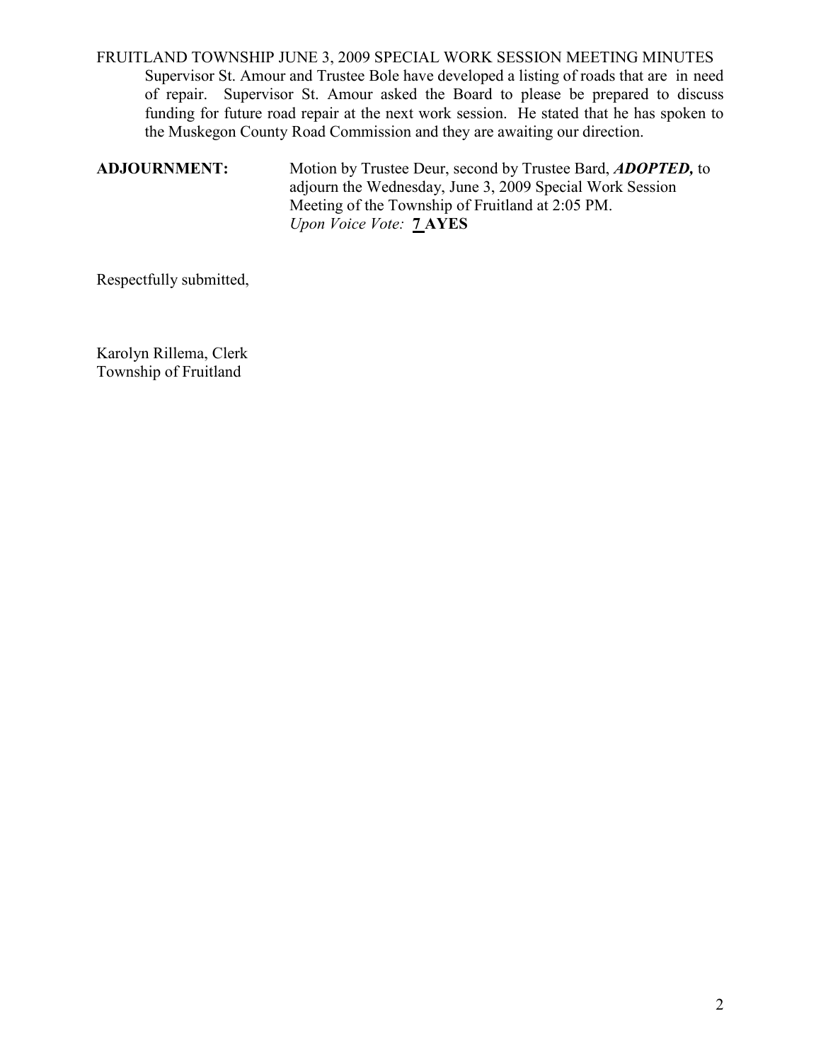Supervisor St. Amour and Trustee Bole have developed a listing of roads that are in need of repair. Supervisor St. Amour asked the Board to please be prepared to discuss funding for future road repair at the next work session. He stated that he has spoken to the Muskegon County Road Commission and they are awaiting our direction.

**ADJOURNMENT:** Motion by Trustee Deur, second by Trustee Bard, ***ADOPTED,*** to adjourn the Wednesday, June 3, 2009 Special Work Session Meeting of the Township of Fruitland at 2:05 PM.
*Upon Voice Vote:* **7 AYES**

Respectfully submitted,

Karolyn Rillema, Clerk
Township of Fruitland